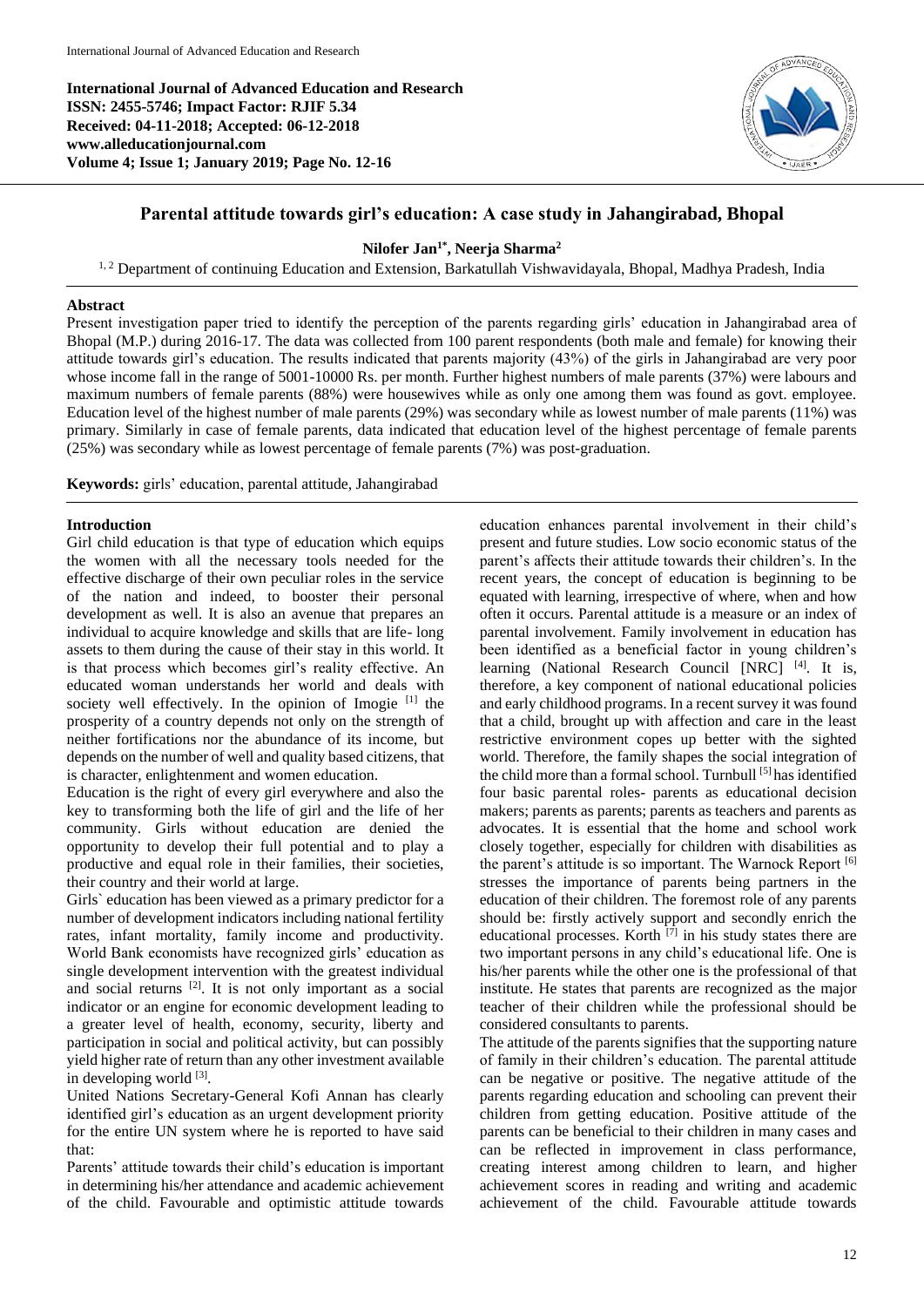International Journal of Advanced Education and Research
**ISSN: 2455-5746; Impact Factor: RJIF 5.34**
**Received: 04-11-2018; Accepted: 06-12-2018**
**www.alleducationjournal.com**
**Volume 4; Issue 1; January 2019; Page No. 12-16**

# Parental attitude towards girl's education: A case study in Jahangirabad, Bhopal

**Nilofer Jan[1*], Neerja Sharma[2]**

[1, 2] Department of continuing Education and Extension, Barkatullah Vishwavidayala, Bhopal, Madhya Pradesh, India

## Abstract

Present investigation paper tried to identify the perception of the parents regarding girls' education in Jahangirabad area of Bhopal (M.P.) during 2016-17. The data was collected from 100 parent respondents (both male and female) for knowing their attitude towards girl's education. The results indicated that parents majority (43%) of the girls in Jahangirabad are very poor whose income fall in the range of 5001-10000 Rs. per month. Further highest numbers of male parents (37%) were labours and maximum numbers of female parents (88%) were housewives while as only one among them was found as govt. employee. Education level of the highest number of male parents (29%) was secondary while as lowest number of male parents (11%) was primary. Similarly in case of female parents, data indicated that education level of the highest percentage of female parents (25%) was secondary while as lowest percentage of female parents (7%) was post-graduation.

**Keywords:** girls' education, parental attitude, Jahangirabad

## Introduction

Girl child education is that type of education which equips the women with all the necessary tools needed for the effective discharge of their own peculiar roles in the service of the nation and indeed, to booster their personal development as well. It is also an avenue that prepares an individual to acquire knowledge and skills that are life- long assets to them during the cause of their stay in this world. It is that process which becomes girl's reality effective. An educated woman understands her world and deals with society well effectively. In the opinion of Imogie [1] the prosperity of a country depends not only on the strength of neither fortifications nor the abundance of its income, but depends on the number of well and quality based citizens, that is character, enlightenment and women education.

Education is the right of every girl everywhere and also the key to transforming both the life of girl and the life of her community. Girls without education are denied the opportunity to develop their full potential and to play a productive and equal role in their families, their societies, their country and their world at large.

Girls` education has been viewed as a primary predictor for a number of development indicators including national fertility rates, infant mortality, family income and productivity. World Bank economists have recognized girls' education as single development intervention with the greatest individual and social returns [2]. It is not only important as a social indicator or an engine for economic development leading to a greater level of health, economy, security, liberty and participation in social and political activity, but can possibly yield higher rate of return than any other investment available in developing world [3].

United Nations Secretary-General Kofi Annan has clearly identified girl's education as an urgent development priority for the entire UN system where he is reported to have said that:

Parents' attitude towards their child's education is important in determining his/her attendance and academic achievement of the child. Favourable and optimistic attitude towards education enhances parental involvement in their child's present and future studies. Low socio economic status of the parent's affects their attitude towards their children's. In the recent years, the concept of education is beginning to be equated with learning, irrespective of where, when and how often it occurs. Parental attitude is a measure or an index of parental involvement. Family involvement in education has been identified as a beneficial factor in young children's learning (National Research Council [NRC] [4]. It is, therefore, a key component of national educational policies and early childhood programs. In a recent survey it was found that a child, brought up with affection and care in the least restrictive environment copes up better with the sighted world. Therefore, the family shapes the social integration of the child more than a formal school. Turnbull [5] has identified four basic parental roles- parents as educational decision makers; parents as parents; parents as teachers and parents as advocates. It is essential that the home and school work closely together, especially for children with disabilities as the parent's attitude is so important. The Warnock Report [6] stresses the importance of parents being partners in the education of their children. The foremost role of any parents should be: firstly actively support and secondly enrich the educational processes. Korth [7] in his study states there are two important persons in any child's educational life. One is his/her parents while the other one is the professional of that institute. He states that parents are recognized as the major teacher of their children while the professional should be considered consultants to parents.

The attitude of the parents signifies that the supporting nature of family in their children's education. The parental attitude can be negative or positive. The negative attitude of the parents regarding education and schooling can prevent their children from getting education. Positive attitude of the parents can be beneficial to their children in many cases and can be reflected in improvement in class performance, creating interest among children to learn, and higher achievement scores in reading and writing and academic achievement of the child. Favourable attitude towards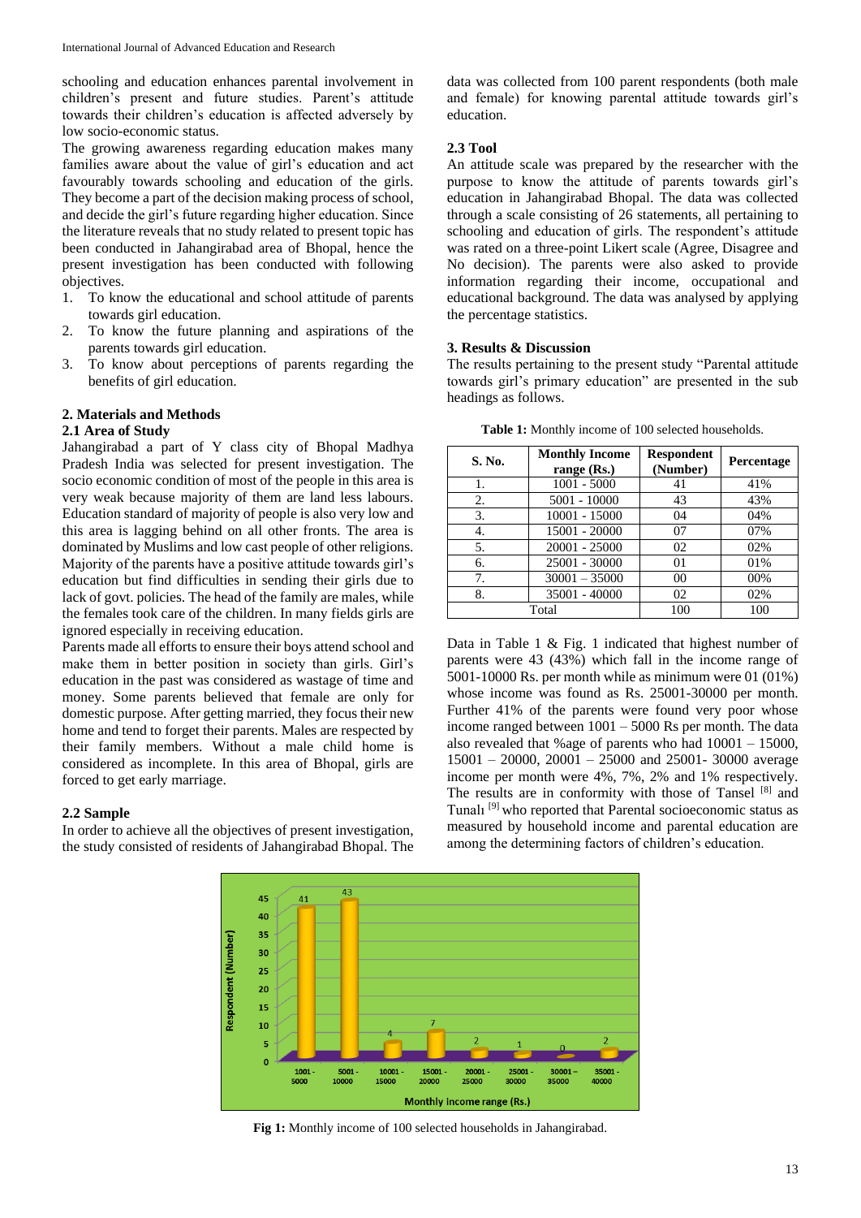schooling and education enhances parental involvement in children's present and future studies. Parent's attitude towards their children's education is affected adversely by low socio-economic status.

The growing awareness regarding education makes many families aware about the value of girl's education and act favourably towards schooling and education of the girls. They become a part of the decision making process of school, and decide the girl's future regarding higher education. Since the literature reveals that no study related to present topic has been conducted in Jahangirabad area of Bhopal, hence the present investigation has been conducted with following objectives.

1. To know the educational and school attitude of parents towards girl education.
2. To know the future planning and aspirations of the parents towards girl education.
3. To know about perceptions of parents regarding the benefits of girl education.

## 2. Materials and Methods

### 2.1 Area of Study

Jahangirabad a part of Y class city of Bhopal Madhya Pradesh India was selected for present investigation. The socio economic condition of most of the people in this area is very weak because majority of them are land less labours. Education standard of majority of people is also very low and this area is lagging behind on all other fronts. The area is dominated by Muslims and low cast people of other religions. Majority of the parents have a positive attitude towards girl's education but find difficulties in sending their girls due to lack of govt. policies. The head of the family are males, while the females took care of the children. In many fields girls are ignored especially in receiving education.

Parents made all efforts to ensure their boys attend school and make them in better position in society than girls. Girl's education in the past was considered as wastage of time and money. Some parents believed that female are only for domestic purpose. After getting married, they focus their new home and tend to forget their parents. Males are respected by their family members. Without a male child home is considered as incomplete. In this area of Bhopal, girls are forced to get early marriage.

### 2.2 Sample

In order to achieve all the objectives of present investigation, the study consisted of residents of Jahangirabad Bhopal. The data was collected from 100 parent respondents (both male and female) for knowing parental attitude towards girl's education.

### 2.3 Tool

An attitude scale was prepared by the researcher with the purpose to know the attitude of parents towards girl's education in Jahangirabad Bhopal. The data was collected through a scale consisting of 26 statements, all pertaining to schooling and education of girls. The respondent's attitude was rated on a three-point Likert scale (Agree, Disagree and No decision). The parents were also asked to provide information regarding their income, occupational and educational background. The data was analysed by applying the percentage statistics.

## 3. Results & Discussion

The results pertaining to the present study "Parental attitude towards girl's primary education" are presented in the sub headings as follows.

**Table 1:** Monthly income of 100 selected households.

| S. No. | Monthly Income range (Rs.) | Respondent (Number) | Percentage |
|---|---|---|---|
| 1. | 1001 - 5000 | 41 | 41% |
| 2. | 5001 - 10000 | 43 | 43% |
| 3. | 10001 - 15000 | 04 | 04% |
| 4. | 15001 - 20000 | 07 | 07% |
| 5. | 20001 - 25000 | 02 | 02% |
| 6. | 25001 - 30000 | 01 | 01% |
| 7. | 30001 – 35000 | 00 | 00% |
| 8. | 35001 - 40000 | 02 | 02% |
| Total | | 100 | 100 |

Data in Table 1 & Fig. 1 indicated that highest number of parents were 43 (43%) which fall in the income range of 5001-10000 Rs. per month while as minimum were 01 (01%) whose income was found as Rs. 25001-30000 per month. Further 41% of the parents were found very poor whose income ranged between 1001 – 5000 Rs per month. The data also revealed that %age of parents who had 10001 – 15000, 15001 – 20000, 20001 – 25000 and 25001- 30000 average income per month were 4%, 7%, 2% and 1% respectively. The results are in conformity with those of Tansel [8] and Tunalı [9] who reported that Parental socioeconomic status as measured by household income and parental education are among the determining factors of children's education.

**Fig 1:** Monthly income of 100 selected households in Jahangirabad.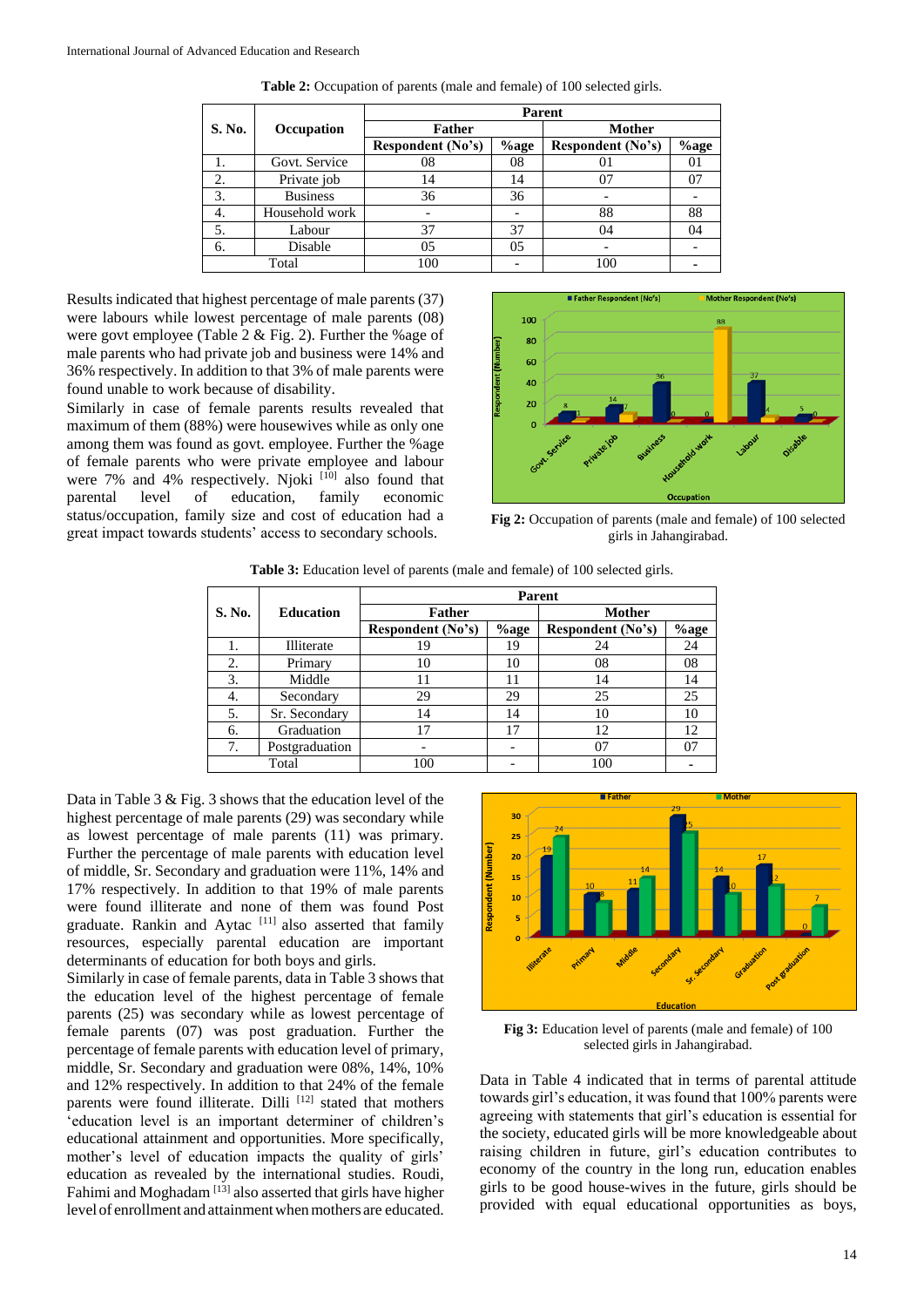**Table 2:** Occupation of parents (male and female) of 100 selected girls.

| S. No. | Occupation | Parent | | | |
|---|---|---|---|---|---|
| | | Father | | Mother | |
| | | Respondent (No's) | %age | Respondent (No's) | %age |
| 1. | Govt. Service | 08 | 08 | 01 | 01 |
| 2. | Private job | 14 | 14 | 07 | 07 |
| 3. | Business | 36 | 36 | - | - |
| 4. | Household work | - | - | 88 | 88 |
| 5. | Labour | 37 | 37 | 04 | 04 |
| 6. | Disable | 05 | 05 | - | - |
| Total | | 100 | - | 100 | - |

Results indicated that highest percentage of male parents (37) were labours while lowest percentage of male parents (08) were govt employee (Table 2 & Fig. 2). Further the %age of male parents who had private job and business were 14% and 36% respectively. In addition to that 3% of male parents were found unable to work because of disability.

Similarly in case of female parents results revealed that maximum of them (88%) were housewives while as only one among them was found as govt. employee. Further the %age of female parents who were private employee and labour were 7% and 4% respectively. Njoki [10] also found that parental level of education, family economic status/occupation, family size and cost of education had a great impact towards students' access to secondary schools.

**Fig 2:** Occupation of parents (male and female) of 100 selected girls in Jahangirabad.

**Table 3:** Education level of parents (male and female) of 100 selected girls.

| S. No. | Education | Parent | | | |
|---|---|---|---|---|---|
| | | Father | | Mother | |
| | | Respondent (No's) | %age | Respondent (No's) | %age |
| 1. | Illiterate | 19 | 19 | 24 | 24 |
| 2. | Primary | 10 | 10 | 08 | 08 |
| 3. | Middle | 11 | 11 | 14 | 14 |
| 4. | Secondary | 29 | 29 | 25 | 25 |
| 5. | Sr. Secondary | 14 | 14 | 10 | 10 |
| 6. | Graduation | 17 | 17 | 12 | 12 |
| 7. | Postgraduation | - | - | 07 | 07 |
| Total | | 100 | - | 100 | - |

Data in Table 3 & Fig. 3 shows that the education level of the highest percentage of male parents (29) was secondary while as lowest percentage of male parents (11) was primary. Further the percentage of male parents with education level of middle, Sr. Secondary and graduation were 11%, 14% and 17% respectively. In addition to that 19% of male parents were found illiterate and none of them was found Post graduate. Rankin and Aytac [11] also asserted that family resources, especially parental education are important determinants of education for both boys and girls.

Similarly in case of female parents, data in Table 3 shows that the education level of the highest percentage of female parents (25) was secondary while as lowest percentage of female parents (07) was post graduation. Further the percentage of female parents with education level of primary, middle, Sr. Secondary and graduation were 08%, 14%, 10% and 12% respectively. In addition to that 24% of the female parents were found illiterate. Dilli [12] stated that mothers 'education level is an important determiner of children's educational attainment and opportunities. More specifically, mother's level of education impacts the quality of girls' education as revealed by the international studies. Roudi, Fahimi and Moghadam [13] also asserted that girls have higher level of enrollment and attainment when mothers are educated.

**Fig 3:** Education level of parents (male and female) of 100 selected girls in Jahangirabad.

Data in Table 4 indicated that in terms of parental attitude towards girl's education, it was found that 100% parents were agreeing with statements that girl's education is essential for the society, educated girls will be more knowledgeable about raising children in future, girl's education contributes to economy of the country in the long run, education enables girls to be good house-wives in the future, girls should be provided with equal educational opportunities as boys,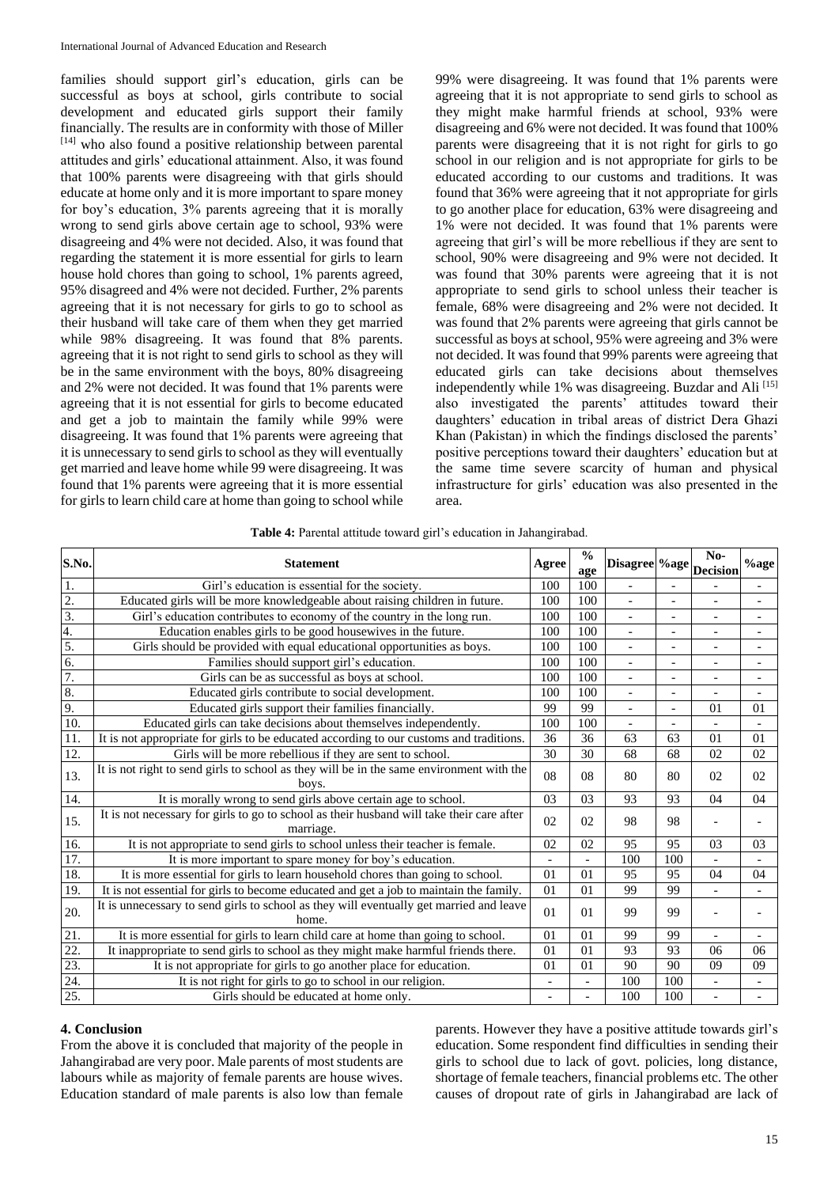families should support girl's education, girls can be successful as boys at school, girls contribute to social development and educated girls support their family financially. The results are in conformity with those of Miller [14] who also found a positive relationship between parental attitudes and girls' educational attainment. Also, it was found that 100% parents were disagreeing with that girls should educate at home only and it is more important to spare money for boy's education, 3% parents agreeing that it is morally wrong to send girls above certain age to school, 93% were disagreeing and 4% were not decided. Also, it was found that regarding the statement it is more essential for girls to learn house hold chores than going to school, 1% parents agreed, 95% disagreed and 4% were not decided. Further, 2% parents agreeing that it is not necessary for girls to go to school as their husband will take care of them when they get married while 98% disagreeing. It was found that 8% parents. agreeing that it is not right to send girls to school as they will be in the same environment with the boys, 80% disagreeing and 2% were not decided. It was found that 1% parents were agreeing that it is not essential for girls to become educated and get a job to maintain the family while 99% were disagreeing. It was found that 1% parents were agreeing that it is unnecessary to send girls to school as they will eventually get married and leave home while 99 were disagreeing. It was found that 1% parents were agreeing that it is more essential for girls to learn child care at home than going to school while 99% were disagreeing. It was found that 1% parents were agreeing that it is not appropriate to send girls to school as they might make harmful friends at school, 93% were disagreeing and 6% were not decided. It was found that 100% parents were disagreeing that it is not right for girls to go school in our religion and is not appropriate for girls to be educated according to our customs and traditions. It was found that 36% were agreeing that it not appropriate for girls to go another place for education, 63% were disagreeing and 1% were not decided. It was found that 1% parents were agreeing that girl's will be more rebellious if they are sent to school, 90% were disagreeing and 9% were not decided. It was found that 30% parents were agreeing that it is not appropriate to send girls to school unless their teacher is female, 68% were disagreeing and 2% were not decided. It was found that 2% parents were agreeing that girls cannot be successful as boys at school, 95% were agreeing and 3% were not decided. It was found that 99% parents were agreeing that educated girls can take decisions about themselves independently while 1% was disagreeing. Buzdar and Ali [15] also investigated the parents' attitudes toward their daughters' education in tribal areas of district Dera Ghazi Khan (Pakistan) in which the findings disclosed the parents' positive perceptions toward their daughters' education but at the same time severe scarcity of human and physical infrastructure for girls' education was also presented in the area.

**Table 4:** Parental attitude toward girl's education in Jahangirabad.

| S.No. | Statement | Agree | % age | Disagree | %age | No-Decision | %age |
|---|---|---|---|---|---|---|---|
| 1. | Girl's education is essential for the society. | 100 | 100 | - | - | - | - |
| 2. | Educated girls will be more knowledgeable about raising children in future. | 100 | 100 | - | - | - | - |
| 3. | Girl's education contributes to economy of the country in the long run. | 100 | 100 | - | - | - | - |
| 4. | Education enables girls to be good housewives in the future. | 100 | 100 | - | - | - | - |
| 5. | Girls should be provided with equal educational opportunities as boys. | 100 | 100 | - | - | - | - |
| 6. | Families should support girl's education. | 100 | 100 | - | - | - | - |
| 7. | Girls can be as successful as boys at school. | 100 | 100 | - | - | - | - |
| 8. | Educated girls contribute to social development. | 100 | 100 | - | - | - | - |
| 9. | Educated girls support their families financially. | 99 | 99 | - | - | 01 | 01 |
| 10. | Educated girls can take decisions about themselves independently. | 100 | 100 | - | - | - | - |
| 11. | It is not appropriate for girls to be educated according to our customs and traditions. | 36 | 36 | 63 | 63 | 01 | 01 |
| 12. | Girls will be more rebellious if they are sent to school. | 30 | 30 | 68 | 68 | 02 | 02 |
| 13. | It is not right to send girls to school as they will be in the same environment with the boys. | 08 | 08 | 80 | 80 | 02 | 02 |
| 14. | It is morally wrong to send girls above certain age to school. | 03 | 03 | 93 | 93 | 04 | 04 |
| 15. | It is not necessary for girls to go to school as their husband will take their care after marriage. | 02 | 02 | 98 | 98 | - | - |
| 16. | It is not appropriate to send girls to school unless their teacher is female. | 02 | 02 | 95 | 95 | 03 | 03 |
| 17. | It is more important to spare money for boy's education. | - | - | 100 | 100 | - | - |
| 18. | It is more essential for girls to learn household chores than going to school. | 01 | 01 | 95 | 95 | 04 | 04 |
| 19. | It is not essential for girls to become educated and get a job to maintain the family. | 01 | 01 | 99 | 99 | - | - |
| 20. | It is unnecessary to send girls to school as they will eventually get married and leave home. | 01 | 01 | 99 | 99 | - | - |
| 21. | It is more essential for girls to learn child care at home than going to school. | 01 | 01 | 99 | 99 | - | - |
| 22. | It inappropriate to send girls to school as they might make harmful friends there. | 01 | 01 | 93 | 93 | 06 | 06 |
| 23. | It is not appropriate for girls to go another place for education. | 01 | 01 | 90 | 90 | 09 | 09 |
| 24. | It is not right for girls to go to school in our religion. | - | - | 100 | 100 | - | - |
| 25. | Girls should be educated at home only. | - | - | 100 | 100 | - | - |

## 4. Conclusion

From the above it is concluded that majority of the people in Jahangirabad are very poor. Male parents of most students are labours while as majority of female parents are house wives. Education standard of male parents is also low than female parents. However they have a positive attitude towards girl's education. Some respondent find difficulties in sending their girls to school due to lack of govt. policies, long distance, shortage of female teachers, financial problems etc. The other causes of dropout rate of girls in Jahangirabad are lack of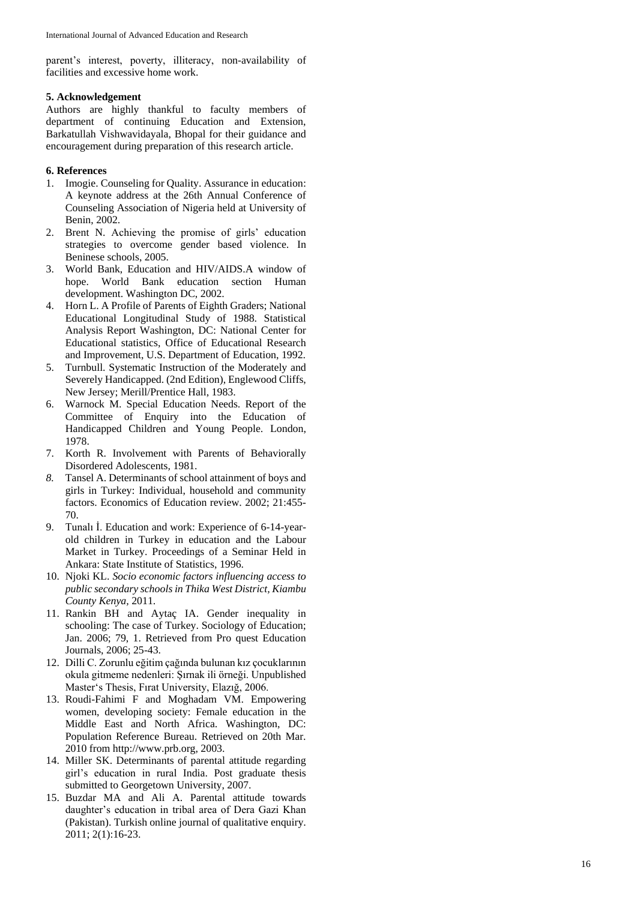parent's interest, poverty, illiteracy, non-availability of facilities and excessive home work.

## 5. Acknowledgement

Authors are highly thankful to faculty members of department of continuing Education and Extension, Barkatullah Vishwavidayala, Bhopal for their guidance and encouragement during preparation of this research article.

## 6. References

1. Imogie. Counseling for Quality. Assurance in education: A keynote address at the 26th Annual Conference of Counseling Association of Nigeria held at University of Benin, 2002.
2. Brent N. Achieving the promise of girls' education strategies to overcome gender based violence. In Beninese schools, 2005.
3. World Bank, Education and HIV/AIDS.A window of hope. World Bank education section Human development. Washington DC, 2002.
4. Horn L. A Profile of Parents of Eighth Graders; National Educational Longitudinal Study of 1988. Statistical Analysis Report Washington, DC: National Center for Educational statistics, Office of Educational Research and Improvement, U.S. Department of Education, 1992.
5. Turnbull. Systematic Instruction of the Moderately and Severely Handicapped. (2nd Edition), Englewood Cliffs, New Jersey; Merill/Prentice Hall, 1983.
6. Warnock M. Special Education Needs. Report of the Committee of Enquiry into the Education of Handicapped Children and Young People. London, 1978.
7. Korth R. Involvement with Parents of Behaviorally Disordered Adolescents, 1981.
8. Tansel A. Determinants of school attainment of boys and girls in Turkey: Individual, household and community factors. Economics of Education review. 2002; 21:455-70.
9. Tunalı İ. Education and work: Experience of 6-14-year-old children in Turkey in education and the Labour Market in Turkey. Proceedings of a Seminar Held in Ankara: State Institute of Statistics, 1996.
10. Njoki KL. *Socio economic factors influencing access to public secondary schools in Thika West District, Kiambu County Kenya*, 2011.
11. Rankin BH and Aytaç IA. Gender inequality in schooling: The case of Turkey. Sociology of Education; Jan. 2006; 79, 1. Retrieved from Pro quest Education Journals, 2006; 25-43.
12. Dilli C. Zorunlu eğitim çağında bulunan kız çocuklarının okula gitmeme nedenleri: Şırnak ili örneği. Unpublished Master's Thesis, Fırat University, Elazığ, 2006.
13. Roudi-Fahimi F and Moghadam VM. Empowering women, developing society: Female education in the Middle East and North Africa. Washington, DC: Population Reference Bureau. Retrieved on 20th Mar. 2010 from http://www.prb.org, 2003.
14. Miller SK. Determinants of parental attitude regarding girl's education in rural India. Post graduate thesis submitted to Georgetown University, 2007.
15. Buzdar MA and Ali A. Parental attitude towards daughter's education in tribal area of Dera Gazi Khan (Pakistan). Turkish online journal of qualitative enquiry. 2011; 2(1):16-23.